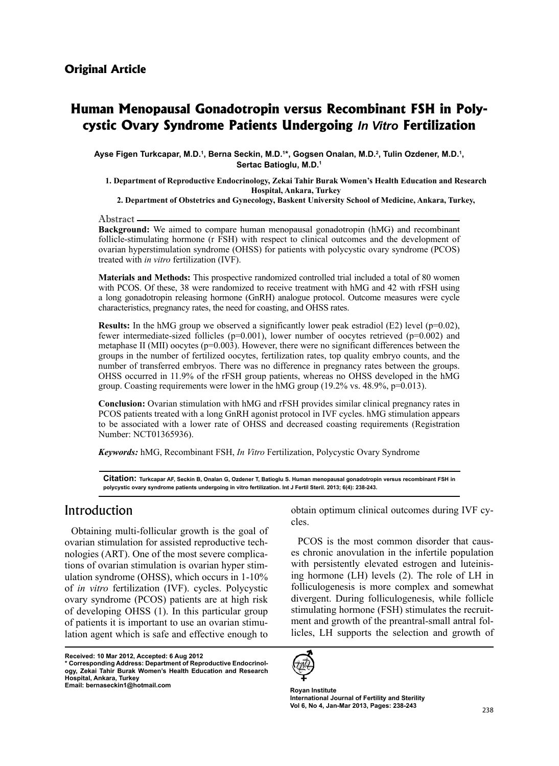## Original Article

# Human Menopausal Gonadotropin versus Recombinant FSH in Polycystic Ovary Syndrome Patients Undergoing *In Vitro* Fertilization

**Ayse Figen Turkcapar, M.D.[1], Berna Seckin, M.D.[1]*, Gogsen Onalan, M.D.[2], Tulin Ozdener, M.D.[1], Sertac Batioglu, M.D.[1]**

1. Department of Reproductive Endocrinology, Zekai Tahir Burak Women's Health Education and Research Hospital, Ankara, Turkey
2. Department of Obstetrics and Gynecology, Baskent University School of Medicine, Ankara, Turkey,

### Abstract

**Background:** We aimed to compare human menopausal gonadotropin (hMG) and recombinant follicle-stimulating hormone (r FSH) with respect to clinical outcomes and the development of ovarian hyperstimulation syndrome (OHSS) for patients with polycystic ovary syndrome (PCOS) treated with *in vitro* fertilization (IVF).

**Materials and Methods:** This prospective randomized controlled trial included a total of 80 women with PCOS. Of these, 38 were randomized to receive treatment with hMG and 42 with rFSH using a long gonadotropin releasing hormone (GnRH) analogue protocol. Outcome measures were cycle characteristics, pregnancy rates, the need for coasting, and OHSS rates.

**Results:** In the hMG group we observed a significantly lower peak estradiol (E2) level (p=0.02), fewer intermediate-sized follicles (p=0.001), lower number of oocytes retrieved (p=0.002) and metaphase II (MII) oocytes (p=0.003). However, there were no significant differences between the groups in the number of fertilized oocytes, fertilization rates, top quality embryo counts, and the number of transferred embryos. There was no difference in pregnancy rates between the groups. OHSS occurred in 11.9% of the rFSH group patients, whereas no OHSS developed in the hMG group. Coasting requirements were lower in the hMG group (19.2% vs. 48.9%, p=0.013).

**Conclusion:** Ovarian stimulation with hMG and rFSH provides similar clinical pregnancy rates in PCOS patients treated with a long GnRH agonist protocol in IVF cycles. hMG stimulation appears to be associated with a lower rate of OHSS and decreased coasting requirements (Registration Number: NCT01365936).

***Keywords:*** hMG, Recombinant FSH, *In Vitro* Fertilization, Polycystic Ovary Syndrome

**Citation:** Turkcapar AF, Seckin B, Onalan G, Ozdener T, Batioglu S. Human menopausal gonadotropin versus recombinant FSH in polycystic ovary syndrome patients undergoing in vitro fertilization. Int J Fertil Steril. 2013; 6(4): 238-243.

## Introduction

Obtaining multi-follicular growth is the goal of ovarian stimulation for assisted reproductive technologies (ART). One of the most severe complications of ovarian stimulation is ovarian hyper stimulation syndrome (OHSS), which occurs in 1-10% of *in vitro* fertilization (IVF). cycles. Polycystic ovary syndrome (PCOS) patients are at high risk of developing OHSS (1). In this particular group of patients it is important to use an ovarian stimulation agent which is safe and effective enough to obtain optimum clinical outcomes during IVF cycles.

PCOS is the most common disorder that causes chronic anovulation in the infertile population with persistently elevated estrogen and luteinising hormone (LH) levels (2). The role of LH in folliculogenesis is more complex and somewhat divergent. During folliculogenesis, while follicle stimulating hormone (FSH) stimulates the recruitment and growth of the preantral-small antral follicles, LH supports the selection and growth of

Received: 10 Mar 2012, Accepted: 6 Aug 2012
\* Corresponding Address: Department of Reproductive Endocrinology, Zekai Tahir Burak Women's Health Education and Research Hospital, Ankara, Turkey
Email: bernaseckin1@hotmail.com

Royan Institute
International Journal of Fertility and Sterility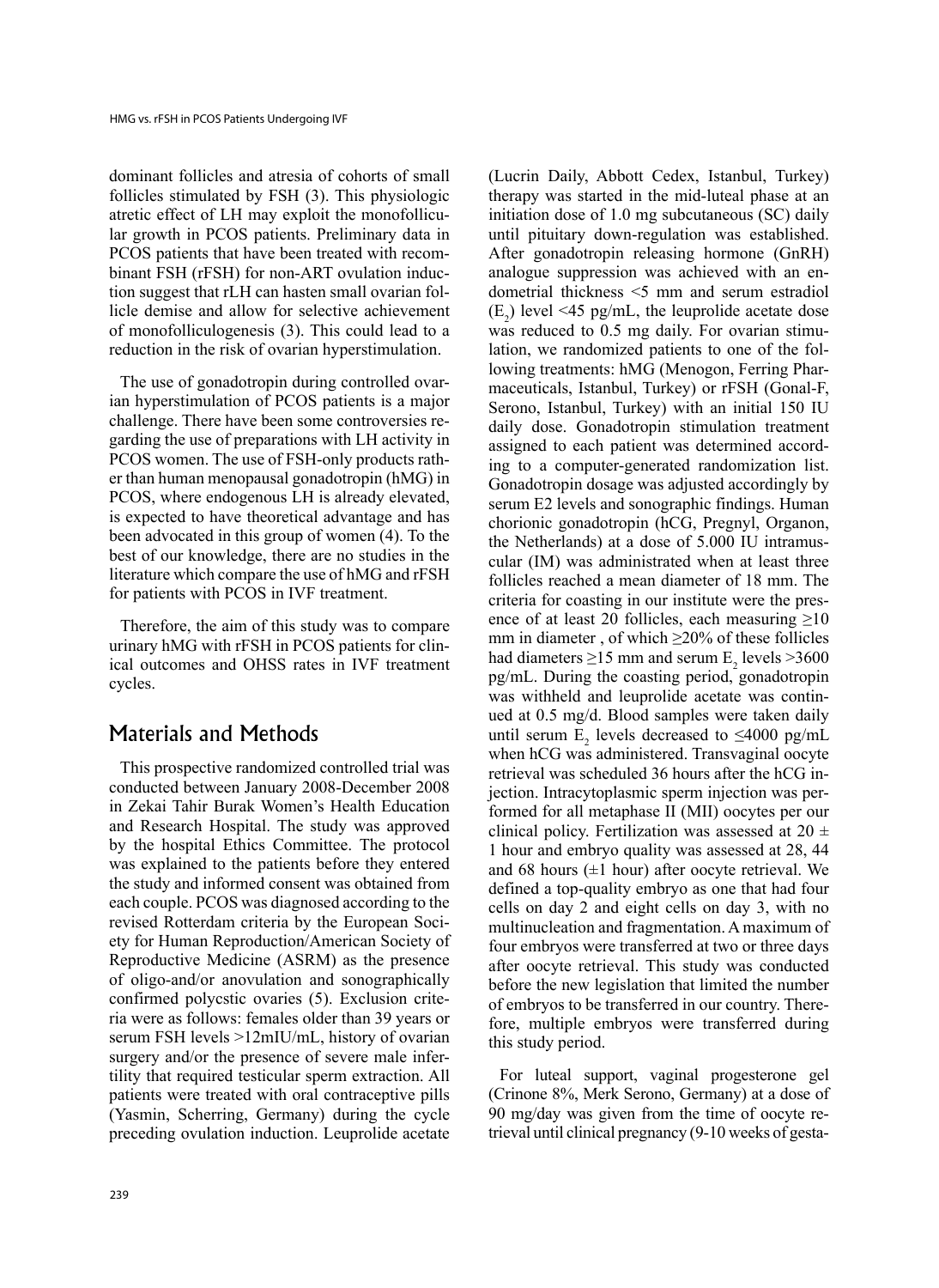dominant follicles and atresia of cohorts of small follicles stimulated by FSH (3). This physiologic atretic effect of LH may exploit the monofollicular growth in PCOS patients. Preliminary data in PCOS patients that have been treated with recombinant FSH (rFSH) for non-ART ovulation induction suggest that rLH can hasten small ovarian follicle demise and allow for selective achievement of monofolliculogenesis (3). This could lead to a reduction in the risk of ovarian hyperstimulation.

The use of gonadotropin during controlled ovarian hyperstimulation of PCOS patients is a major challenge. There have been some controversies regarding the use of preparations with LH activity in PCOS women. The use of FSH-only products rather than human menopausal gonadotropin (hMG) in PCOS, where endogenous LH is already elevated, is expected to have theoretical advantage and has been advocated in this group of women (4). To the best of our knowledge, there are no studies in the literature which compare the use of hMG and rFSH for patients with PCOS in IVF treatment.

Therefore, the aim of this study was to compare urinary hMG with rFSH in PCOS patients for clinical outcomes and OHSS rates in IVF treatment cycles.

## Materials and Methods

This prospective randomized controlled trial was conducted between January 2008-December 2008 in Zekai Tahir Burak Women's Health Education and Research Hospital. The study was approved by the hospital Ethics Committee. The protocol was explained to the patients before they entered the study and informed consent was obtained from each couple. PCOS was diagnosed according to the revised Rotterdam criteria by the European Society for Human Reproduction/American Society of Reproductive Medicine (ASRM) as the presence of oligo-and/or anovulation and sonographically confirmed polycstic ovaries (5). Exclusion criteria were as follows: females older than 39 years or serum FSH levels >12mIU/mL, history of ovarian surgery and/or the presence of severe male infertility that required testicular sperm extraction. All patients were treated with oral contraceptive pills (Yasmin, Scherring, Germany) during the cycle preceding ovulation induction. Leuprolide acetate (Lucrin Daily, Abbott Cedex, Istanbul, Turkey) therapy was started in the mid-luteal phase at an initiation dose of 1.0 mg subcutaneous (SC) daily until pituitary down-regulation was established. After gonadotropin releasing hormone (GnRH) analogue suppression was achieved with an endometrial thickness <5 mm and serum estradiol ($E_2$) level <45 pg/mL, the leuprolide acetate dose was reduced to 0.5 mg daily. For ovarian stimulation, we randomized patients to one of the following treatments: hMG (Menogon, Ferring Pharmaceuticals, Istanbul, Turkey) or rFSH (Gonal-F, Serono, Istanbul, Turkey) with an initial 150 IU daily dose. Gonadotropin stimulation treatment assigned to each patient was determined according to a computer-generated randomization list. Gonadotropin dosage was adjusted accordingly by serum E2 levels and sonographic findings. Human chorionic gonadotropin (hCG, Pregnyl, Organon, the Netherlands) at a dose of 5.000 IU intramuscular (IM) was administrated when at least three follicles reached a mean diameter of 18 mm. The criteria for coasting in our institute were the presence of at least 20 follicles, each measuring ≥10 mm in diameter , of which ≥20% of these follicles had diameters ≥15 mm and serum $E_2$ levels >3600 pg/mL. During the coasting period, gonadotropin was withheld and leuprolide acetate was continued at 0.5 mg/d. Blood samples were taken daily until serum $E_2$ levels decreased to ≤4000 pg/mL when hCG was administered. Transvaginal oocyte retrieval was scheduled 36 hours after the hCG injection. Intracytoplasmic sperm injection was performed for all metaphase II (MII) oocytes per our clinical policy. Fertilization was assessed at 20 ± 1 hour and embryo quality was assessed at 28, 44 and 68 hours (±1 hour) after oocyte retrieval. We defined a top-quality embryo as one that had four cells on day 2 and eight cells on day 3, with no multinucleation and fragmentation. A maximum of four embryos were transferred at two or three days after oocyte retrieval. This study was conducted before the new legislation that limited the number of embryos to be transferred in our country. Therefore, multiple embryos were transferred during this study period.

For luteal support, vaginal progesterone gel (Crinone 8%, Merk Serono, Germany) at a dose of 90 mg/day was given from the time of oocyte retrieval until clinical pregnancy (9-10 weeks of gesta-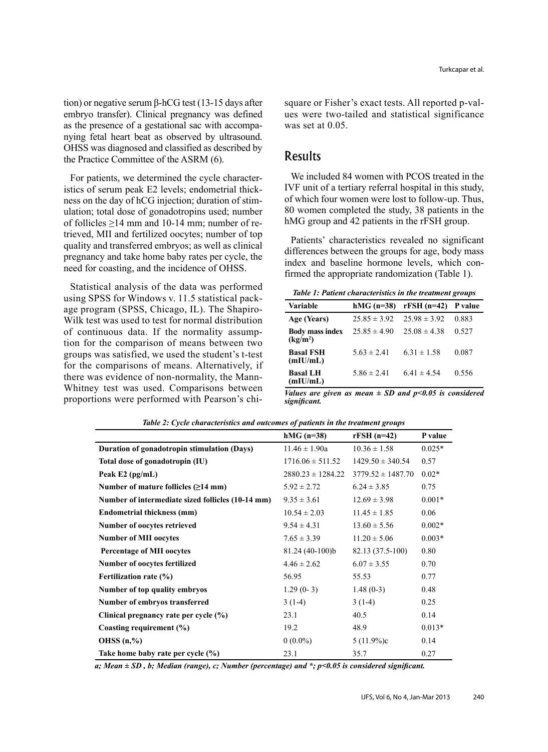tion) or negative serum β-hCG test (13-15 days after embryo transfer). Clinical pregnancy was defined as the presence of a gestational sac with accompanying fetal heart beat as observed by ultrasound. OHSS was diagnosed and classified as described by the Practice Committee of the ASRM (6).

For patients, we determined the cycle characteristics of serum peak E2 levels; endometrial thickness on the day of hCG injection; duration of stimulation; total dose of gonadotropins used; number of follicles ≥14 mm and 10-14 mm; number of retrieved, MII and fertilized oocytes; number of top quality and transferred embryos; as well as clinical pregnancy and take home baby rates per cycle, the need for coasting, and the incidence of OHSS.

Statistical analysis of the data was performed using SPSS for Windows v. 11.5 statistical package program (SPSS, Chicago, IL). The Shapiro-Wilk test was used to test for normal distribution of continuous data. If the normality assumption for the comparison of means between two groups was satisfied, we used the student's t-test for the comparisons of means. Alternatively, if there was evidence of non-normality, the Mann-Whitney test was used. Comparisons between proportions were performed with Pearson's chi-square or Fisher's exact tests. All reported p-values were two-tailed and statistical significance was set at 0.05.

## Results

We included 84 women with PCOS treated in the IVF unit of a tertiary referral hospital in this study, of which four women were lost to follow-up. Thus, 80 women completed the study, 38 patients in the hMG group and 42 patients in the rFSH group.

Patients' characteristics revealed no significant differences between the groups for age, body mass index and baseline hormone levels, which confirmed the appropriate randomization (Table 1).

***Table 1: Patient characteristics in the treatment groups***

| Variable | hMG (n=38) | rFSH (n=42) | P value |
|---|---|---|---|
| Age (Years) | 25.85 ± 3.92 | 25.98 ± 3.92 | 0.883 |
| Body mass index ($kg/m^2$) | 25.85 ± 4.90 | 25.08 ± 4.38 | 0.527 |
| Basal FSH (mIU/mL) | 5.63 ± 2.41 | 6.31 ± 1.58 | 0.087 |
| Basal LH (mIU/mL) | 5.86 ± 2.41 | 6.41 ± 4.54 | 0.556 |

***Values are given as mean ± SD and p<0.05 is considered significant.***

***Table 2: Cycle characteristics and outcomes of patients in the treatment groups***

| | hMG (n=38) | rFSH (n=42) | P value |
|---|---|---|---|
| Duration of gonadotropin stimulation (Days) | 11.46 ± 1.90a | 10.36 ± 1.58 | 0.025* |
| Total dose of gonadotropin (IU) | 1716.06 ± 511.52 | 1429.50 ± 340.54 | 0.57 |
| Peak E2 (pg/mL) | 2880.23 ± 1284.22 | 3779.52 ± 1487.70 | 0.02* |
| Number of mature follicles (≥14 mm) | 5.92 ± 2.72 | 6.24 ± 3.85 | 0.75 |
| Number of intermediate sized follicles (10-14 mm) | 9.35 ± 3.61 | 12.69 ± 3.98 | 0.001* |
| Endometrial thickness (mm) | 10.54 ± 2.03 | 11.45 ± 1.85 | 0.06 |
| Number of oocytes retrieved | 9.54 ± 4.31 | 13.60 ± 5.56 | 0.002* |
| Number of MII oocytes | 7.65 ± 3.39 | 11.20 ± 5.06 | 0.003* |
| Percentage of MII oocytes | 81.24 (40-100)b | 82.13 (37.5-100) | 0.80 |
| Number of oocytes fertilized | 4.46 ± 2.62 | 6.07 ± 3.55 | 0.70 |
| Fertilization rate (%) | 56.95 | 55.53 | 0.77 |
| Number of top quality embryos | 1.29 (0- 3) | 1.48 (0-3) | 0.48 |
| Number of embryos transferred | 3 (1-4) | 3 (1-4) | 0.25 |
| Clinical pregnancy rate per cycle (%) | 23.1 | 40.5 | 0.14 |
| Coasting requirement (%) | 19.2 | 48.9 | 0.013* |
| OHSS (n,%) | 0 (0.0%) | 5 (11.9%)c | 0.14 |
| Take home baby rate per cycle (%) | 23.1 | 35.7 | 0.27 |

***a; Mean ± SD , b; Median (range), c; Number (percentage) and *; p<0.05 is considered significant.***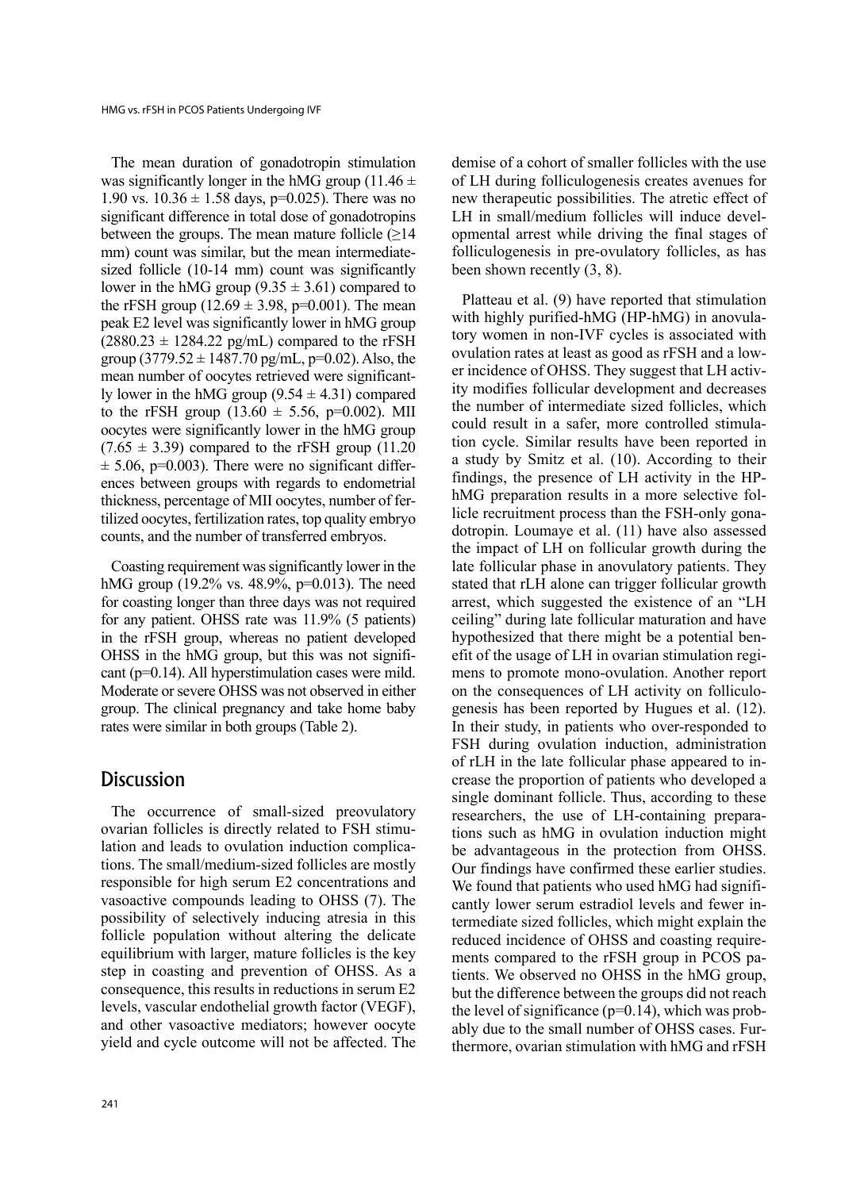The mean duration of gonadotropin stimulation was significantly longer in the hMG group (11.46 ± 1.90 vs. 10.36 ± 1.58 days, p=0.025). There was no significant difference in total dose of gonadotropins between the groups. The mean mature follicle (≥14 mm) count was similar, but the mean intermediate-sized follicle (10-14 mm) count was significantly lower in the hMG group (9.35 ± 3.61) compared to the rFSH group (12.69 ± 3.98, p=0.001). The mean peak E2 level was significantly lower in hMG group (2880.23 ± 1284.22 pg/mL) compared to the rFSH group (3779.52 ± 1487.70 pg/mL, p=0.02). Also, the mean number of oocytes retrieved were significantly lower in the hMG group (9.54 ± 4.31) compared to the rFSH group (13.60 ± 5.56, p=0.002). MII oocytes were significantly lower in the hMG group (7.65 ± 3.39) compared to the rFSH group (11.20 ± 5.06, p=0.003). There were no significant differences between groups with regards to endometrial thickness, percentage of MII oocytes, number of fertilized oocytes, fertilization rates, top quality embryo counts, and the number of transferred embryos.

Coasting requirement was significantly lower in the hMG group (19.2% vs. 48.9%, p=0.013). The need for coasting longer than three days was not required for any patient. OHSS rate was 11.9% (5 patients) in the rFSH group, whereas no patient developed OHSS in the hMG group, but this was not significant (p=0.14). All hyperstimulation cases were mild. Moderate or severe OHSS was not observed in either group. The clinical pregnancy and take home baby rates were similar in both groups (Table 2).

## Discussion

The occurrence of small-sized preovulatory ovarian follicles is directly related to FSH stimulation and leads to ovulation induction complications. The small/medium-sized follicles are mostly responsible for high serum E2 concentrations and vasoactive compounds leading to OHSS (7). The possibility of selectively inducing atresia in this follicle population without altering the delicate equilibrium with larger, mature follicles is the key step in coasting and prevention of OHSS. As a consequence, this results in reductions in serum E2 levels, vascular endothelial growth factor (VEGF), and other vasoactive mediators; however oocyte yield and cycle outcome will not be affected. The demise of a cohort of smaller follicles with the use of LH during folliculogenesis creates avenues for new therapeutic possibilities. The atretic effect of LH in small/medium follicles will induce developmental arrest while driving the final stages of folliculogenesis in pre-ovulatory follicles, as has been shown recently (3, 8).

Platteau et al. (9) have reported that stimulation with highly purified-hMG (HP-hMG) in anovulatory women in non-IVF cycles is associated with ovulation rates at least as good as rFSH and a lower incidence of OHSS. They suggest that LH activity modifies follicular development and decreases the number of intermediate sized follicles, which could result in a safer, more controlled stimulation cycle. Similar results have been reported in a study by Smitz et al. (10). According to their findings, the presence of LH activity in the HP-hMG preparation results in a more selective follicle recruitment process than the FSH-only gonadotropin. Loumaye et al. (11) have also assessed the impact of LH on follicular growth during the late follicular phase in anovulatory patients. They stated that rLH alone can trigger follicular growth arrest, which suggested the existence of an "LH ceiling" during late follicular maturation and have hypothesized that there might be a potential benefit of the usage of LH in ovarian stimulation regimens to promote mono-ovulation. Another report on the consequences of LH activity on folliculogenesis has been reported by Hugues et al. (12). In their study, in patients who over-responded to FSH during ovulation induction, administration of rLH in the late follicular phase appeared to increase the proportion of patients who developed a single dominant follicle. Thus, according to these researchers, the use of LH-containing preparations such as hMG in ovulation induction might be advantageous in the protection from OHSS. Our findings have confirmed these earlier studies. We found that patients who used hMG had significantly lower serum estradiol levels and fewer intermediate sized follicles, which might explain the reduced incidence of OHSS and coasting requirements compared to the rFSH group in PCOS patients. We observed no OHSS in the hMG group, but the difference between the groups did not reach the level of significance (p=0.14), which was probably due to the small number of OHSS cases. Furthermore, ovarian stimulation with hMG and rFSH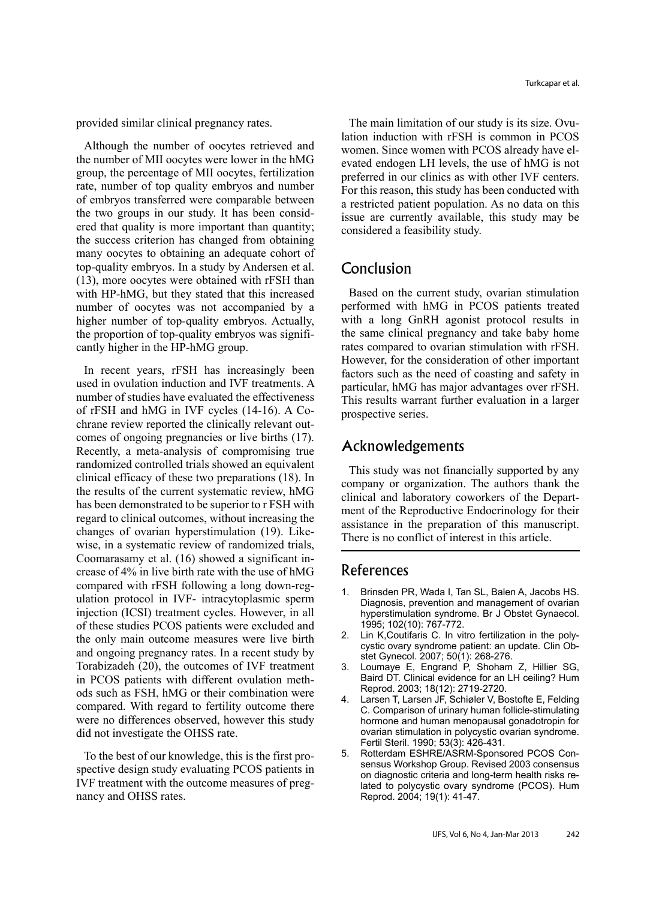provided similar clinical pregnancy rates.

Although the number of oocytes retrieved and the number of MII oocytes were lower in the hMG group, the percentage of MII oocytes, fertilization rate, number of top quality embryos and number of embryos transferred were comparable between the two groups in our study. It has been considered that quality is more important than quantity; the success criterion has changed from obtaining many oocytes to obtaining an adequate cohort of top-quality embryos. In a study by Andersen et al. (13), more oocytes were obtained with rFSH than with HP-hMG, but they stated that this increased number of oocytes was not accompanied by a higher number of top-quality embryos. Actually, the proportion of top-quality embryos was significantly higher in the HP-hMG group.

In recent years, rFSH has increasingly been used in ovulation induction and IVF treatments. A number of studies have evaluated the effectiveness of rFSH and hMG in IVF cycles (14-16). A Cochrane review reported the clinically relevant outcomes of ongoing pregnancies or live births (17). Recently, a meta-analysis of compromising true randomized controlled trials showed an equivalent clinical efficacy of these two preparations (18). In the results of the current systematic review, hMG has been demonstrated to be superior to r FSH with regard to clinical outcomes, without increasing the changes of ovarian hyperstimulation (19). Likewise, in a systematic review of randomized trials, Coomarasamy et al. (16) showed a significant increase of 4% in live birth rate with the use of hMG compared with rFSH following a long down-regulation protocol in IVF- intracytoplasmic sperm injection (ICSI) treatment cycles. However, in all of these studies PCOS patients were excluded and the only main outcome measures were live birth and ongoing pregnancy rates. In a recent study by Torabizadeh (20), the outcomes of IVF treatment in PCOS patients with different ovulation methods such as FSH, hMG or their combination were compared. With regard to fertility outcome there were no differences observed, however this study did not investigate the OHSS rate.

To the best of our knowledge, this is the first prospective design study evaluating PCOS patients in IVF treatment with the outcome measures of pregnancy and OHSS rates.

The main limitation of our study is its size. Ovulation induction with rFSH is common in PCOS women. Since women with PCOS already have elevated endogen LH levels, the use of hMG is not preferred in our clinics as with other IVF centers. For this reason, this study has been conducted with a restricted patient population. As no data on this issue are currently available, this study may be considered a feasibility study.

## Conclusion

Based on the current study, ovarian stimulation performed with hMG in PCOS patients treated with a long GnRH agonist protocol results in the same clinical pregnancy and take baby home rates compared to ovarian stimulation with rFSH. However, for the consideration of other important factors such as the need of coasting and safety in particular, hMG has major advantages over rFSH. This results warrant further evaluation in a larger prospective series.

## Acknowledgements

This study was not financially supported by any company or organization. The authors thank the clinical and laboratory coworkers of the Department of the Reproductive Endocrinology for their assistance in the preparation of this manuscript. There is no conflict of interest in this article.

## References

1. Brinsden PR, Wada I, Tan SL, Balen A, Jacobs HS. Diagnosis, prevention and management of ovarian hyperstimulation syndrome. Br J Obstet Gynaecol. 1995; 102(10): 767-772.
2. Lin K,Coutifaris C. In vitro fertilization in the polycystic ovary syndrome patient: an update. Clin Obstet Gynecol. 2007; 50(1): 268-276.
3. Loumaye E, Engrand P, Shoham Z, Hillier SG, Baird DT. Clinical evidence for an LH ceiling? Hum Reprod. 2003; 18(12): 2719-2720.
4. Larsen T, Larsen JF, Schiøler V, Bostofte E, Felding C. Comparison of urinary human follicle-stimulating hormone and human menopausal gonadotropin for ovarian stimulation in polycystic ovarian syndrome. Fertil Steril. 1990; 53(3): 426-431.
5. Rotterdam ESHRE/ASRM-Sponsored PCOS Consensus Workshop Group. Revised 2003 consensus on diagnostic criteria and long-term health risks related to polycystic ovary syndrome (PCOS). Hum Reprod. 2004; 19(1): 41-47.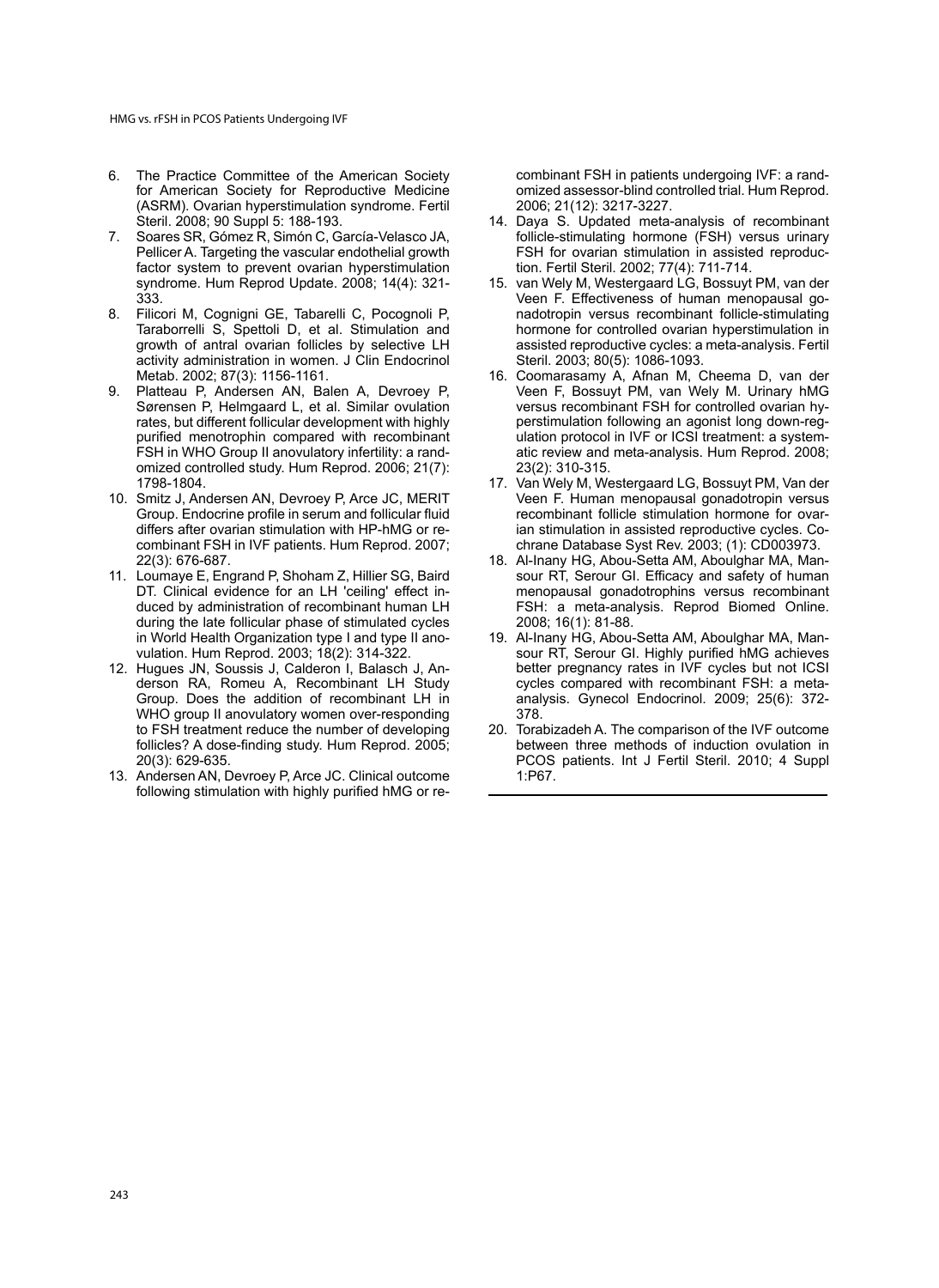6. The Practice Committee of the American Society for American Society for Reproductive Medicine (ASRM). Ovarian hyperstimulation syndrome. Fertil Steril. 2008; 90 Suppl 5: 188-193.
7. Soares SR, Gómez R, Simón C, García-Velasco JA, Pellicer A. Targeting the vascular endothelial growth factor system to prevent ovarian hyperstimulation syndrome. Hum Reprod Update. 2008; 14(4): 321-333.
8. Filicori M, Cognigni GE, Tabarelli C, Pocognoli P, Taraborrelli S, Spettoli D, et al. Stimulation and growth of antral ovarian follicles by selective LH activity administration in women. J Clin Endocrinol Metab. 2002; 87(3): 1156-1161.
9. Platteau P, Andersen AN, Balen A, Devroey P, Sørensen P, Helmgaard L, et al. Similar ovulation rates, but different follicular development with highly purified menotrophin compared with recombinant FSH in WHO Group II anovulatory infertility: a randomized controlled study. Hum Reprod. 2006; 21(7): 1798-1804.
10. Smitz J, Andersen AN, Devroey P, Arce JC, MERIT Group. Endocrine profile in serum and follicular fluid differs after ovarian stimulation with HP-hMG or recombinant FSH in IVF patients. Hum Reprod. 2007; 22(3): 676-687.
11. Loumaye E, Engrand P, Shoham Z, Hillier SG, Baird DT. Clinical evidence for an LH 'ceiling' effect induced by administration of recombinant human LH during the late follicular phase of stimulated cycles in World Health Organization type I and type II anovulation. Hum Reprod. 2003; 18(2): 314-322.
12. Hugues JN, Soussis J, Calderon I, Balasch J, Anderson RA, Romeu A, Recombinant LH Study Group. Does the addition of recombinant LH in WHO group II anovulatory women over-responding to FSH treatment reduce the number of developing follicles? A dose-finding study. Hum Reprod. 2005; 20(3): 629-635.
13. Andersen AN, Devroey P, Arce JC. Clinical outcome following stimulation with highly purified hMG or recombinant FSH in patients undergoing IVF: a randomized assessor-blind controlled trial. Hum Reprod. 2006; 21(12): 3217-3227.
14. Daya S. Updated meta-analysis of recombinant follicle-stimulating hormone (FSH) versus urinary FSH for ovarian stimulation in assisted reproduction. Fertil Steril. 2002; 77(4): 711-714.
15. van Wely M, Westergaard LG, Bossuyt PM, van der Veen F. Effectiveness of human menopausal gonadotropin versus recombinant follicle-stimulating hormone for controlled ovarian hyperstimulation in assisted reproductive cycles: a meta-analysis. Fertil Steril. 2003; 80(5): 1086-1093.
16. Coomarasamy A, Afnan M, Cheema D, van der Veen F, Bossuyt PM, van Wely M. Urinary hMG versus recombinant FSH for controlled ovarian hyperstimulation following an agonist long down-regulation protocol in IVF or ICSI treatment: a systematic review and meta-analysis. Hum Reprod. 2008; 23(2): 310-315.
17. Van Wely M, Westergaard LG, Bossuyt PM, Van der Veen F. Human menopausal gonadotropin versus recombinant follicle stimulation hormone for ovarian stimulation in assisted reproductive cycles. Cochrane Database Syst Rev. 2003; (1): CD003973.
18. Al-Inany HG, Abou-Setta AM, Aboulghar MA, Mansour RT, Serour GI. Efficacy and safety of human menopausal gonadotrophins versus recombinant FSH: a meta-analysis. Reprod Biomed Online. 2008; 16(1): 81-88.
19. Al-Inany HG, Abou-Setta AM, Aboulghar MA, Mansour RT, Serour GI. Highly purified hMG achieves better pregnancy rates in IVF cycles but not ICSI cycles compared with recombinant FSH: a meta-analysis. Gynecol Endocrinol. 2009; 25(6): 372-378.
20. Torabizadeh A. The comparison of the IVF outcome between three methods of induction ovulation in PCOS patients. Int J Fertil Steril. 2010; 4 Suppl 1:P67.